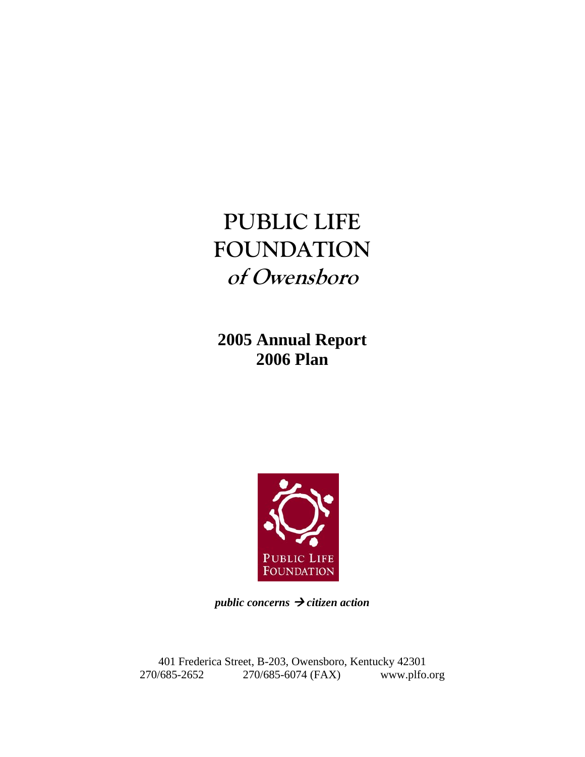# PUBLIC LIFE FOUNDATION *of Owensboro*

## 2005 Annual Report
## 2006 Plan

PUBLIC LIFE FOUNDATION

***public concerns → citizen action***

401 Frederica Street, B-203, Owensboro, Kentucky 42301
270/685-2652 270/685-6074 (FAX) www.plfo.org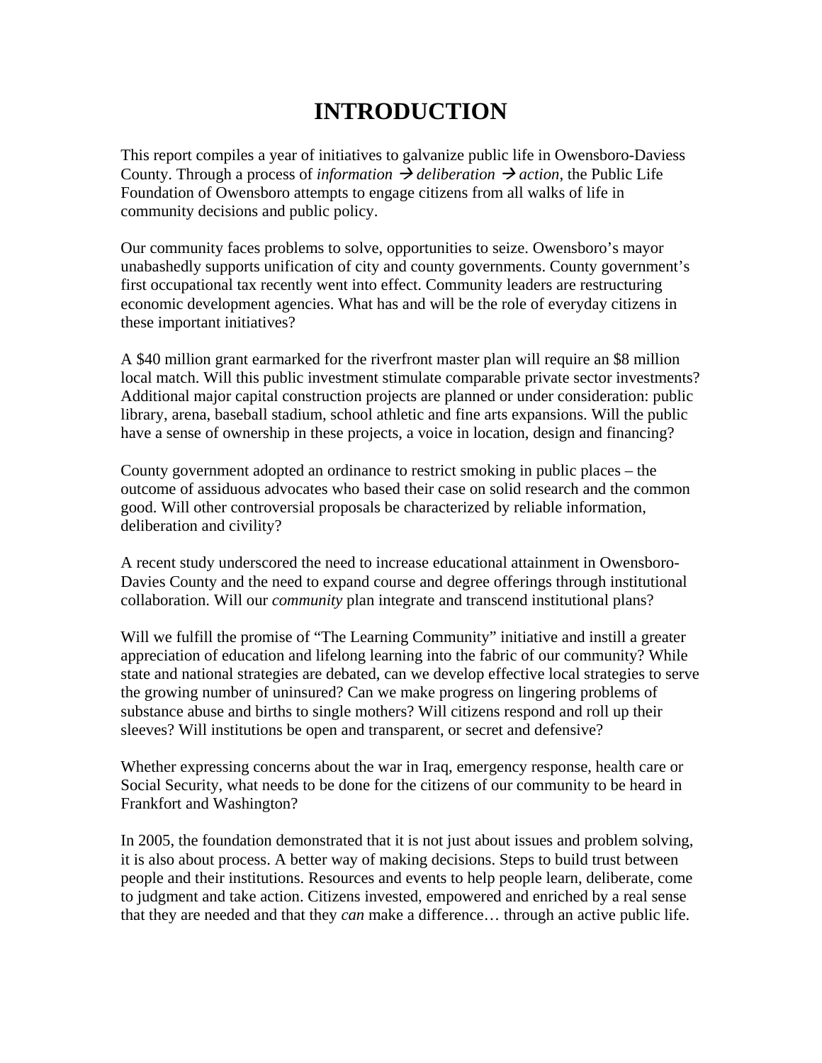# INTRODUCTION

This report compiles a year of initiatives to galvanize public life in Owensboro-Daviess County. Through a process of *information* → *deliberation* → *action*, the Public Life Foundation of Owensboro attempts to engage citizens from all walks of life in community decisions and public policy.

Our community faces problems to solve, opportunities to seize. Owensboro's mayor unabashedly supports unification of city and county governments. County government's first occupational tax recently went into effect. Community leaders are restructuring economic development agencies. What has and will be the role of everyday citizens in these important initiatives?

A $40 million grant earmarked for the riverfront master plan will require an $8 million local match. Will this public investment stimulate comparable private sector investments? Additional major capital construction projects are planned or under consideration: public library, arena, baseball stadium, school athletic and fine arts expansions. Will the public have a sense of ownership in these projects, a voice in location, design and financing?

County government adopted an ordinance to restrict smoking in public places – the outcome of assiduous advocates who based their case on solid research and the common good. Will other controversial proposals be characterized by reliable information, deliberation and civility?

A recent study underscored the need to increase educational attainment in Owensboro-Davies County and the need to expand course and degree offerings through institutional collaboration. Will our *community* plan integrate and transcend institutional plans?

Will we fulfill the promise of "The Learning Community" initiative and instill a greater appreciation of education and lifelong learning into the fabric of our community? While state and national strategies are debated, can we develop effective local strategies to serve the growing number of uninsured? Can we make progress on lingering problems of substance abuse and births to single mothers? Will citizens respond and roll up their sleeves? Will institutions be open and transparent, or secret and defensive?

Whether expressing concerns about the war in Iraq, emergency response, health care or Social Security, what needs to be done for the citizens of our community to be heard in Frankfort and Washington?

In 2005, the foundation demonstrated that it is not just about issues and problem solving, it is also about process. A better way of making decisions. Steps to build trust between people and their institutions. Resources and events to help people learn, deliberate, come to judgment and take action. Citizens invested, empowered and enriched by a real sense that they are needed and that they *can* make a difference… through an active public life.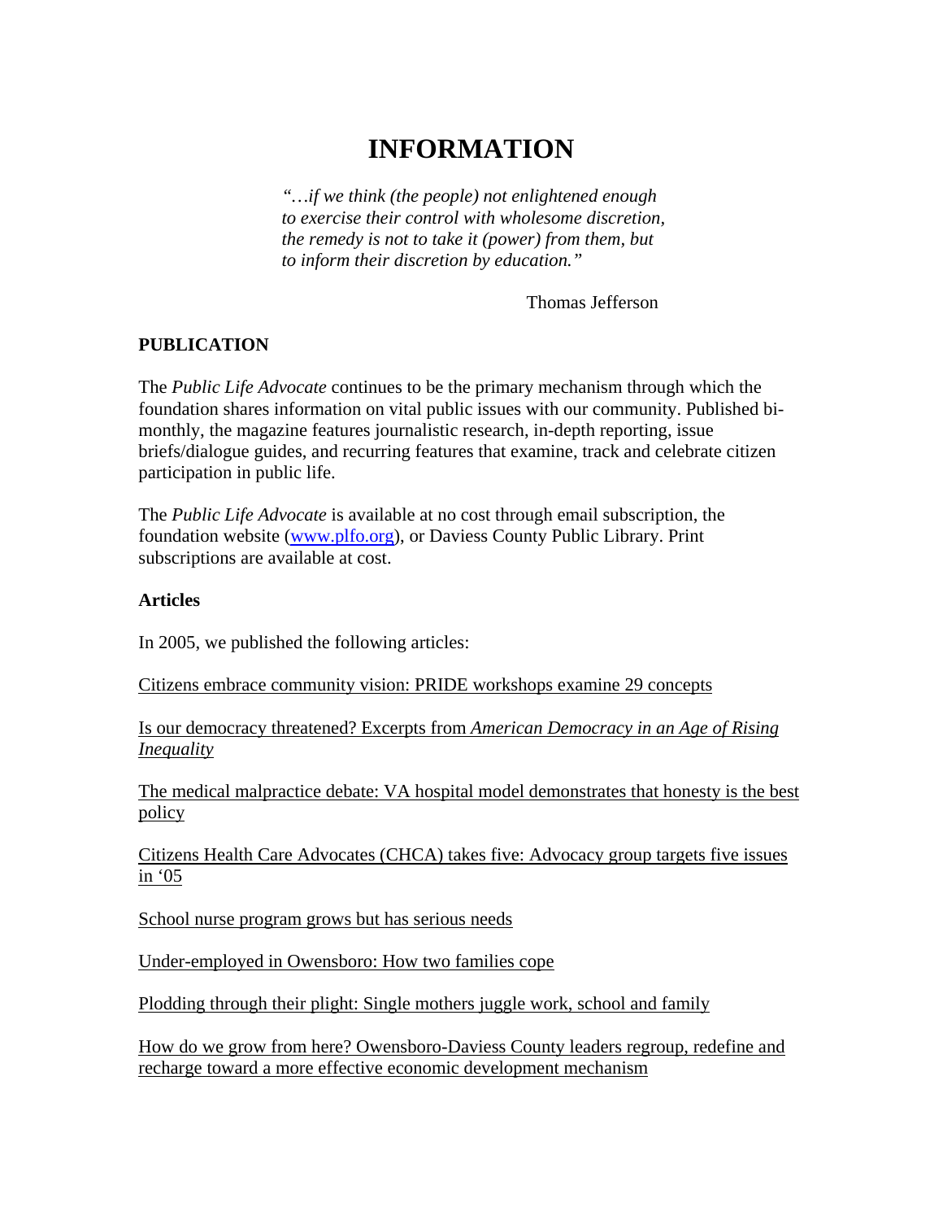# INFORMATION

*"…if we think (the people) not enlightened enough to exercise their control with wholesome discretion, the remedy is not to take it (power) from them, but to inform their discretion by education."*

Thomas Jefferson

**PUBLICATION**

The *Public Life Advocate* continues to be the primary mechanism through which the foundation shares information on vital public issues with our community. Published bi-monthly, the magazine features journalistic research, in-depth reporting, issue briefs/dialogue guides, and recurring features that examine, track and celebrate citizen participation in public life.

The *Public Life Advocate* is available at no cost through email subscription, the foundation website (www.plfo.org), or Daviess County Public Library. Print subscriptions are available at cost.

**Articles**

In 2005, we published the following articles:

Citizens embrace community vision: PRIDE workshops examine 29 concepts

Is our democracy threatened? Excerpts from *American Democracy in an Age of Rising Inequality*

The medical malpractice debate: VA hospital model demonstrates that honesty is the best policy

Citizens Health Care Advocates (CHCA) takes five: Advocacy group targets five issues in '05

School nurse program grows but has serious needs

Under-employed in Owensboro: How two families cope

Plodding through their plight: Single mothers juggle work, school and family

How do we grow from here? Owensboro-Daviess County leaders regroup, redefine and recharge toward a more effective economic development mechanism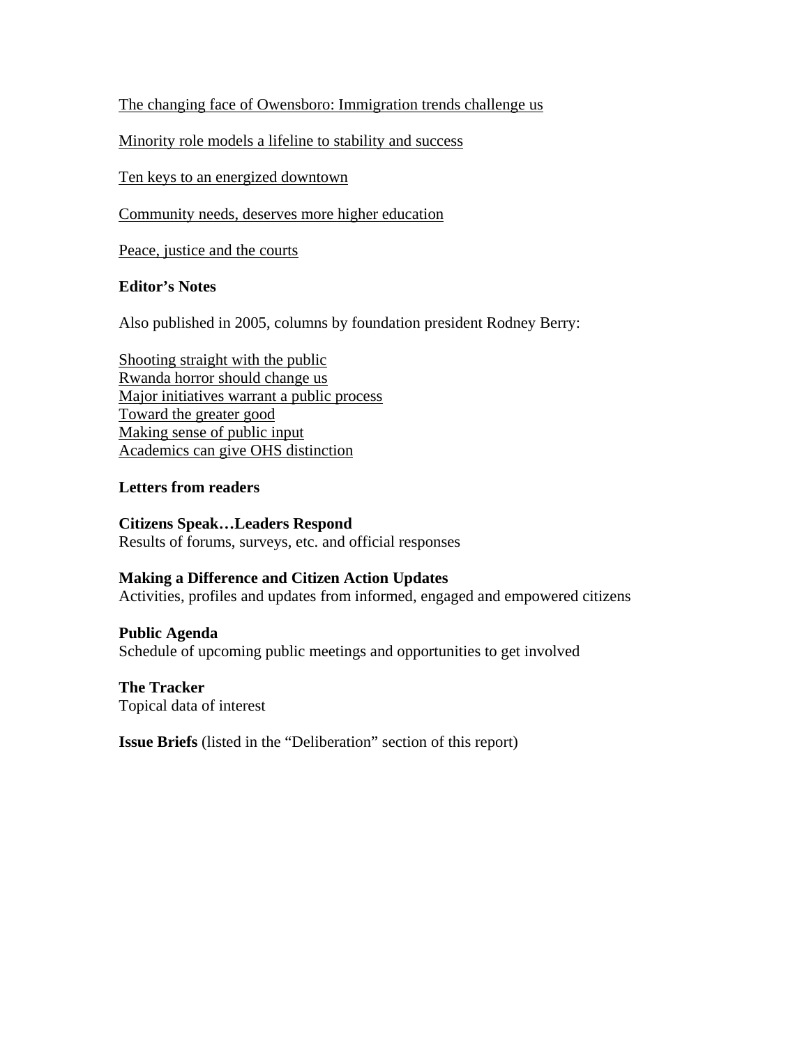The changing face of Owensboro: Immigration trends challenge us

Minority role models a lifeline to stability and success

Ten keys to an energized downtown

Community needs, deserves more higher education

Peace, justice and the courts

**Editor's Notes**

Also published in 2005, columns by foundation president Rodney Berry:

Shooting straight with the public  
Rwanda horror should change us  
Major initiatives warrant a public process  
Toward the greater good  
Making sense of public input  
Academics can give OHS distinction

**Letters from readers**

**Citizens Speak…Leaders Respond**  
Results of forums, surveys, etc. and official responses

**Making a Difference and Citizen Action Updates**  
Activities, profiles and updates from informed, engaged and empowered citizens

**Public Agenda**  
Schedule of upcoming public meetings and opportunities to get involved

**The Tracker**  
Topical data of interest

**Issue Briefs** (listed in the "Deliberation" section of this report)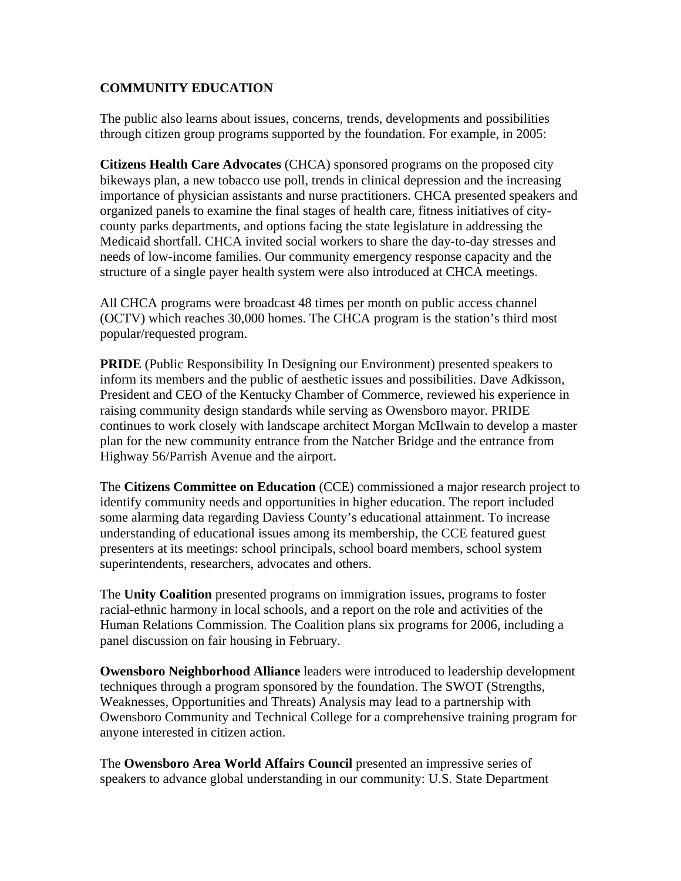**COMMUNITY EDUCATION**

The public also learns about issues, concerns, trends, developments and possibilities through citizen group programs supported by the foundation. For example, in 2005:

**Citizens Health Care Advocates** (CHCA) sponsored programs on the proposed city bikeways plan, a new tobacco use poll, trends in clinical depression and the increasing importance of physician assistants and nurse practitioners. CHCA presented speakers and organized panels to examine the final stages of health care, fitness initiatives of city-county parks departments, and options facing the state legislature in addressing the Medicaid shortfall. CHCA invited social workers to share the day-to-day stresses and needs of low-income families. Our community emergency response capacity and the structure of a single payer health system were also introduced at CHCA meetings.

All CHCA programs were broadcast 48 times per month on public access channel (OCTV) which reaches 30,000 homes. The CHCA program is the station's third most popular/requested program.

**PRIDE** (Public Responsibility In Designing our Environment) presented speakers to inform its members and the public of aesthetic issues and possibilities. Dave Adkisson, President and CEO of the Kentucky Chamber of Commerce, reviewed his experience in raising community design standards while serving as Owensboro mayor. PRIDE continues to work closely with landscape architect Morgan McIlwain to develop a master plan for the new community entrance from the Natcher Bridge and the entrance from Highway 56/Parrish Avenue and the airport.

The **Citizens Committee on Education** (CCE) commissioned a major research project to identify community needs and opportunities in higher education. The report included some alarming data regarding Daviess County's educational attainment. To increase understanding of educational issues among its membership, the CCE featured guest presenters at its meetings: school principals, school board members, school system superintendents, researchers, advocates and others.

The **Unity Coalition** presented programs on immigration issues, programs to foster racial-ethnic harmony in local schools, and a report on the role and activities of the Human Relations Commission. The Coalition plans six programs for 2006, including a panel discussion on fair housing in February.

**Owensboro Neighborhood Alliance** leaders were introduced to leadership development techniques through a program sponsored by the foundation. The SWOT (Strengths, Weaknesses, Opportunities and Threats) Analysis may lead to a partnership with Owensboro Community and Technical College for a comprehensive training program for anyone interested in citizen action.

The **Owensboro Area World Affairs Council** presented an impressive series of speakers to advance global understanding in our community: U.S. State Department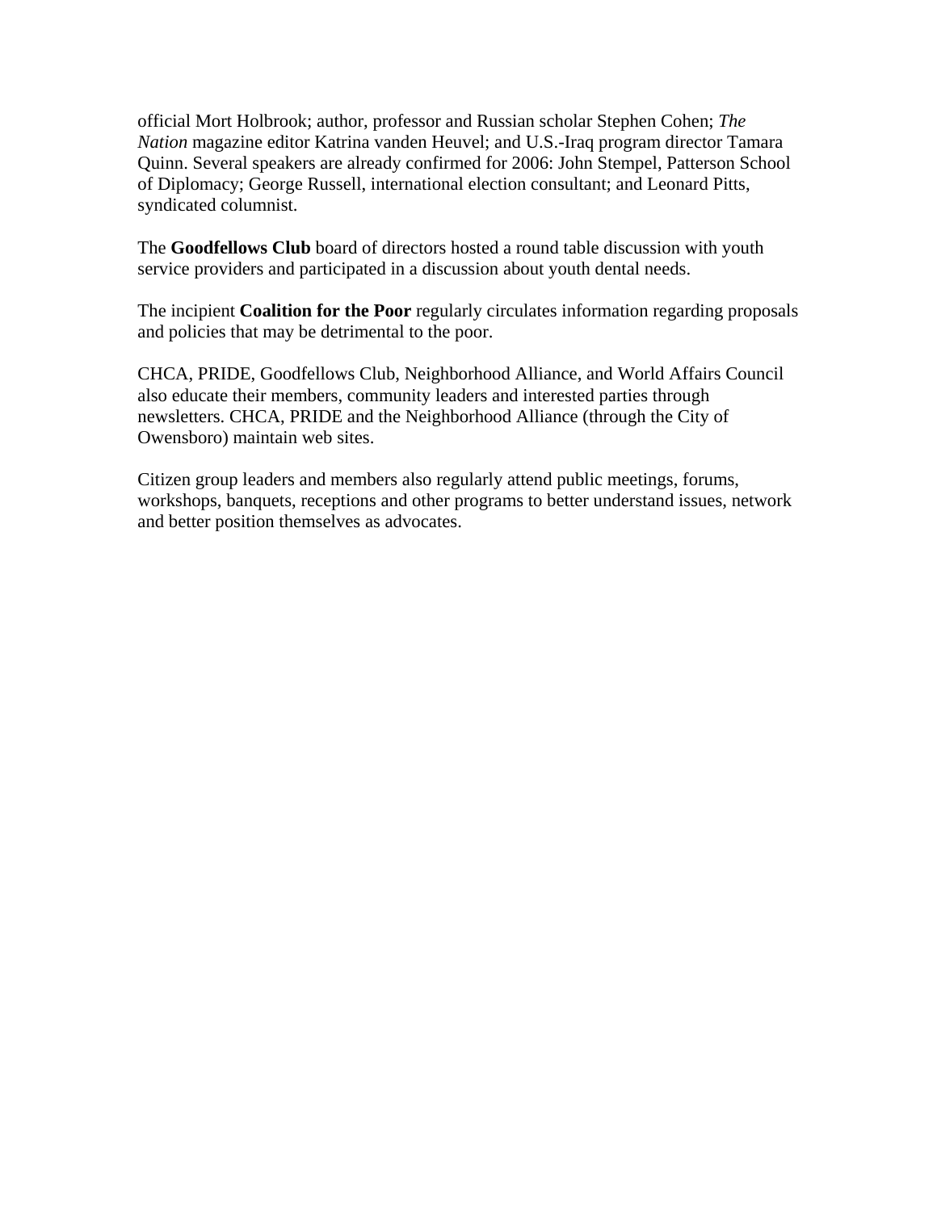official Mort Holbrook; author, professor and Russian scholar Stephen Cohen; *The Nation* magazine editor Katrina vanden Heuvel; and U.S.-Iraq program director Tamara Quinn. Several speakers are already confirmed for 2006: John Stempel, Patterson School of Diplomacy; George Russell, international election consultant; and Leonard Pitts, syndicated columnist.

The **Goodfellows Club** board of directors hosted a round table discussion with youth service providers and participated in a discussion about youth dental needs.

The incipient **Coalition for the Poor** regularly circulates information regarding proposals and policies that may be detrimental to the poor.

CHCA, PRIDE, Goodfellows Club, Neighborhood Alliance, and World Affairs Council also educate their members, community leaders and interested parties through newsletters. CHCA, PRIDE and the Neighborhood Alliance (through the City of Owensboro) maintain web sites.

Citizen group leaders and members also regularly attend public meetings, forums, workshops, banquets, receptions and other programs to better understand issues, network and better position themselves as advocates.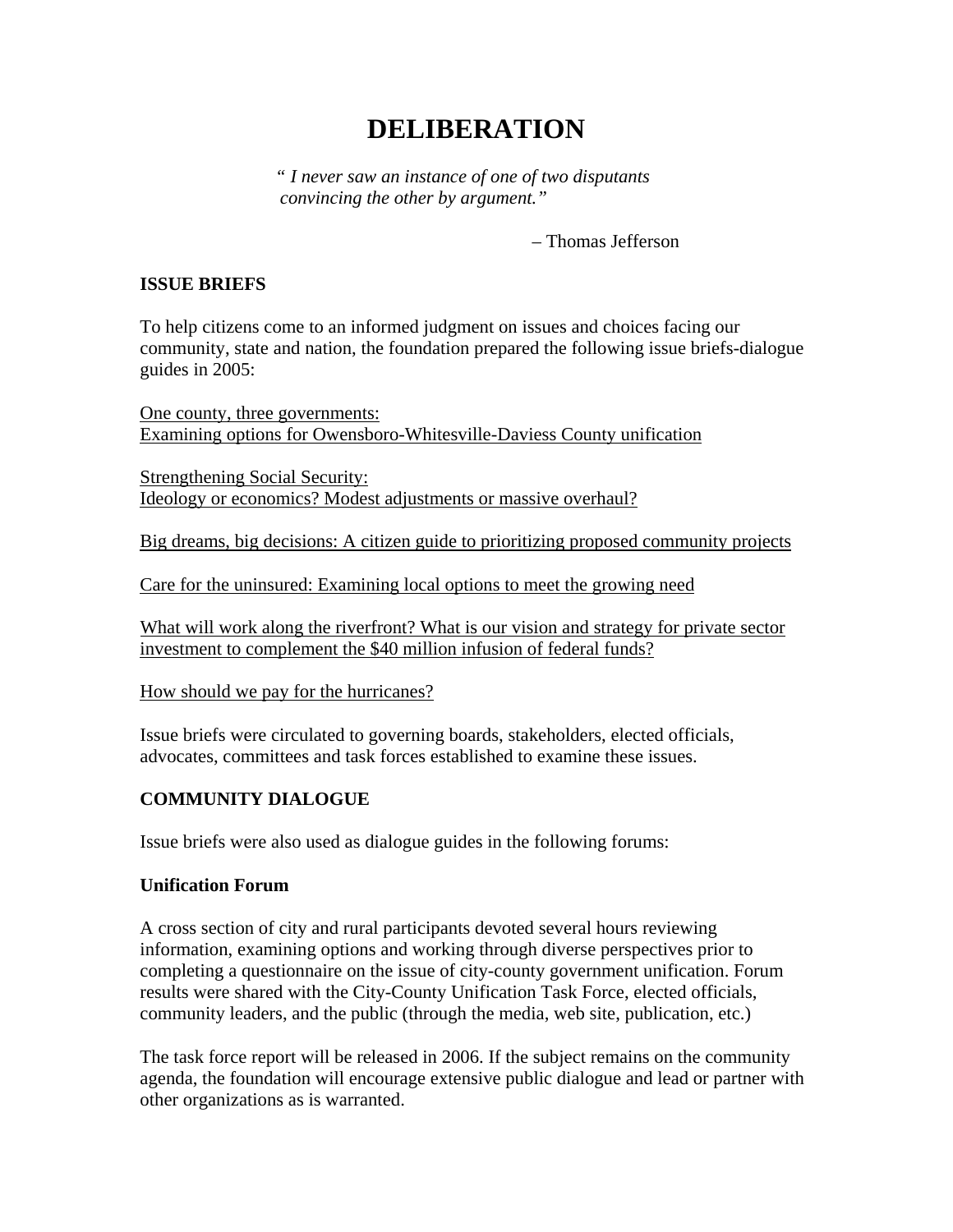# DELIBERATION

*" I never saw an instance of one of two disputants convincing the other by argument."*

– Thomas Jefferson

**ISSUE BRIEFS**

To help citizens come to an informed judgment on issues and choices facing our community, state and nation, the foundation prepared the following issue briefs-dialogue guides in 2005:

<u>One county, three governments:
Examining options for Owensboro-Whitesville-Daviess County unification</u>

<u>Strengthening Social Security:
Ideology or economics? Modest adjustments or massive overhaul?</u>

<u>Big dreams, big decisions: A citizen guide to prioritizing proposed community projects</u>

<u>Care for the uninsured: Examining local options to meet the growing need</u>

<u>What will work along the riverfront? What is our vision and strategy for private sector investment to complement the $40 million infusion of federal funds?</u>

<u>How should we pay for the hurricanes?</u>

Issue briefs were circulated to governing boards, stakeholders, elected officials, advocates, committees and task forces established to examine these issues.

**COMMUNITY DIALOGUE**

Issue briefs were also used as dialogue guides in the following forums:

**Unification Forum**

A cross section of city and rural participants devoted several hours reviewing information, examining options and working through diverse perspectives prior to completing a questionnaire on the issue of city-county government unification. Forum results were shared with the City-County Unification Task Force, elected officials, community leaders, and the public (through the media, web site, publication, etc.)

The task force report will be released in 2006. If the subject remains on the community agenda, the foundation will encourage extensive public dialogue and lead or partner with other organizations as is warranted.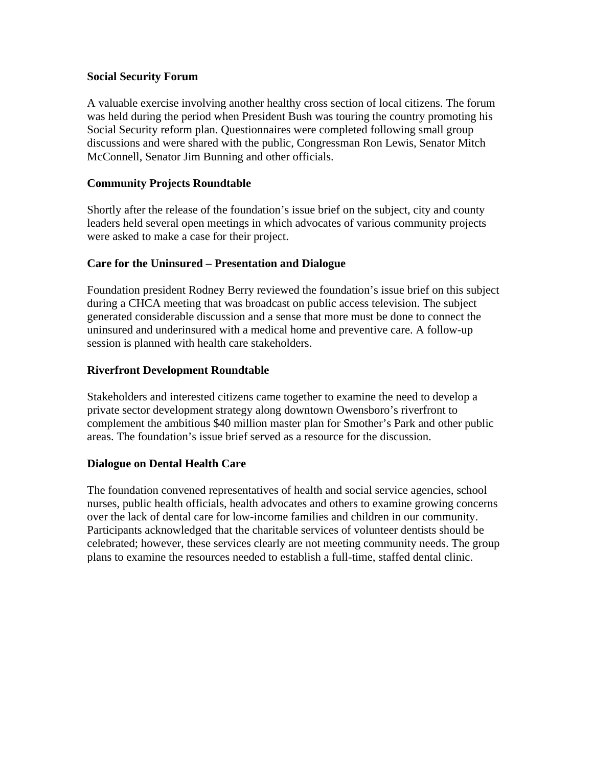**Social Security Forum**

A valuable exercise involving another healthy cross section of local citizens. The forum was held during the period when President Bush was touring the country promoting his Social Security reform plan. Questionnaires were completed following small group discussions and were shared with the public, Congressman Ron Lewis, Senator Mitch McConnell, Senator Jim Bunning and other officials.

**Community Projects Roundtable**

Shortly after the release of the foundation's issue brief on the subject, city and county leaders held several open meetings in which advocates of various community projects were asked to make a case for their project.

**Care for the Uninsured – Presentation and Dialogue**

Foundation president Rodney Berry reviewed the foundation's issue brief on this subject during a CHCA meeting that was broadcast on public access television. The subject generated considerable discussion and a sense that more must be done to connect the uninsured and underinsured with a medical home and preventive care. A follow-up session is planned with health care stakeholders.

**Riverfront Development Roundtable**

Stakeholders and interested citizens came together to examine the need to develop a private sector development strategy along downtown Owensboro's riverfront to complement the ambitious $40 million master plan for Smother's Park and other public areas. The foundation's issue brief served as a resource for the discussion.

**Dialogue on Dental Health Care**

The foundation convened representatives of health and social service agencies, school nurses, public health officials, health advocates and others to examine growing concerns over the lack of dental care for low-income families and children in our community. Participants acknowledged that the charitable services of volunteer dentists should be celebrated; however, these services clearly are not meeting community needs. The group plans to examine the resources needed to establish a full-time, staffed dental clinic.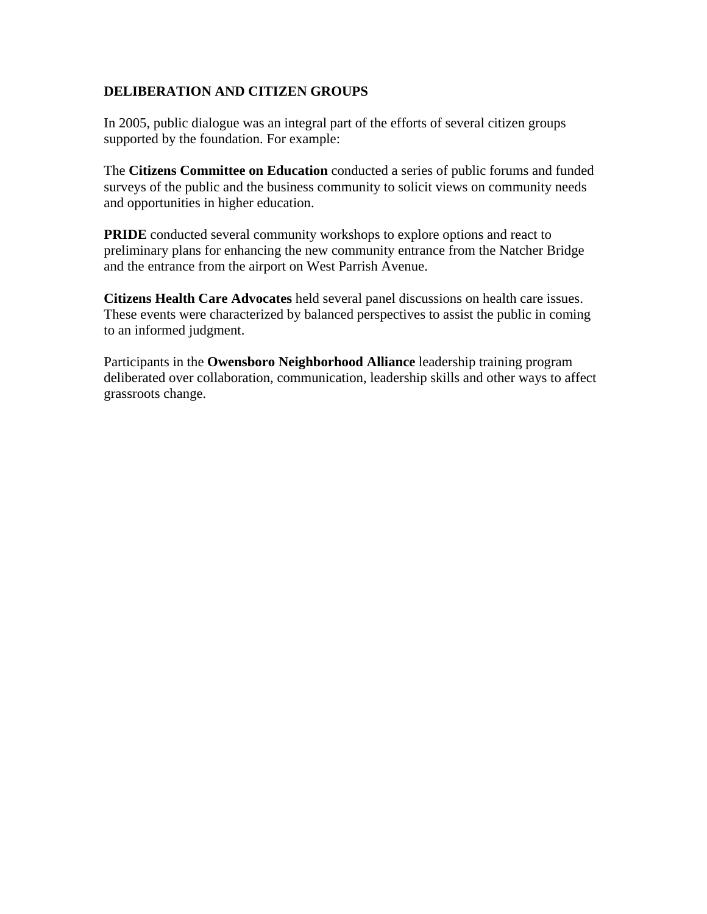**DELIBERATION AND CITIZEN GROUPS**

In 2005, public dialogue was an integral part of the efforts of several citizen groups supported by the foundation. For example:

The **Citizens Committee on Education** conducted a series of public forums and funded surveys of the public and the business community to solicit views on community needs and opportunities in higher education.

**PRIDE** conducted several community workshops to explore options and react to preliminary plans for enhancing the new community entrance from the Natcher Bridge and the entrance from the airport on West Parrish Avenue.

**Citizens Health Care Advocates** held several panel discussions on health care issues. These events were characterized by balanced perspectives to assist the public in coming to an informed judgment.

Participants in the **Owensboro Neighborhood Alliance** leadership training program deliberated over collaboration, communication, leadership skills and other ways to affect grassroots change.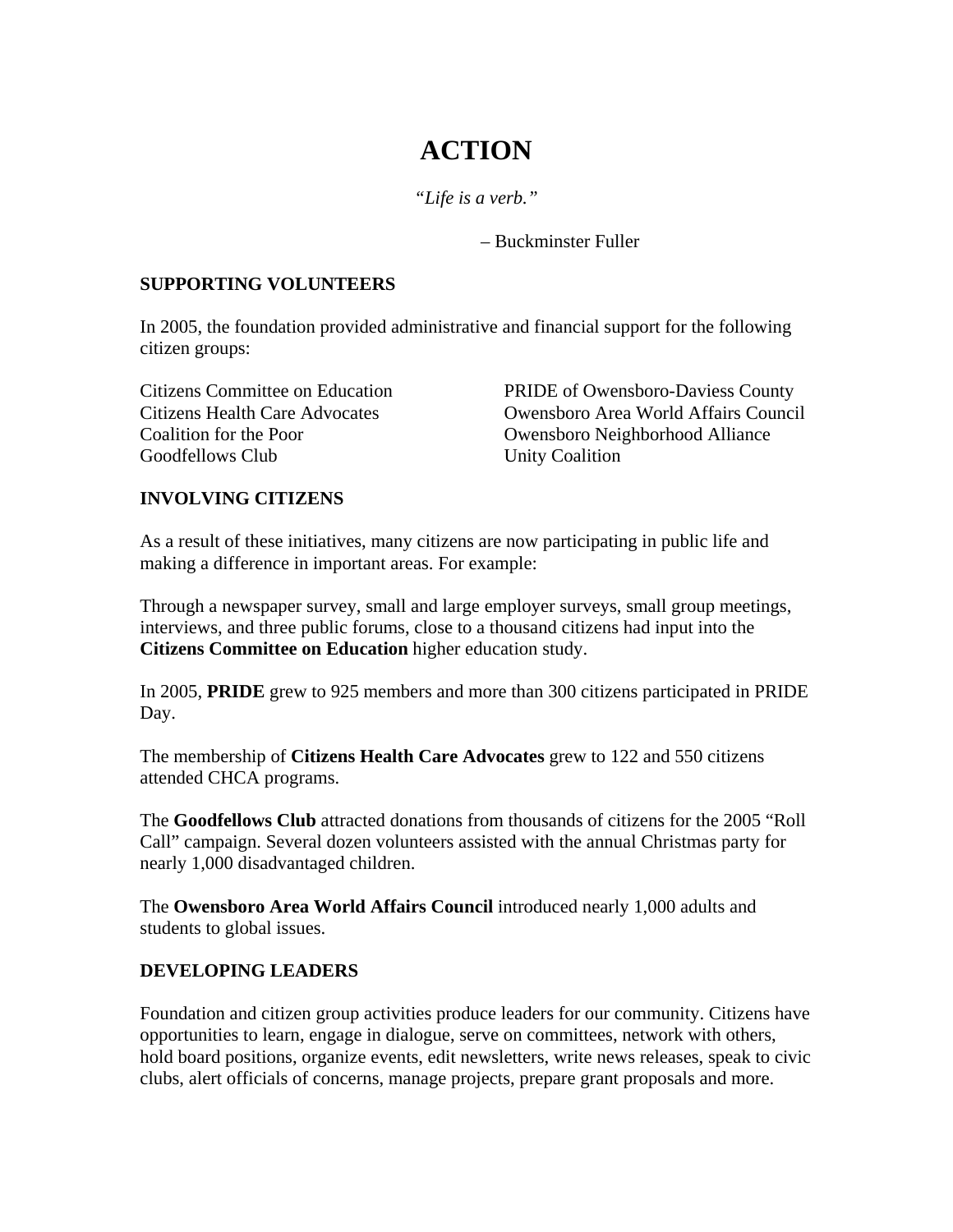# ACTION

*"Life is a verb."*

– Buckminster Fuller

## SUPPORTING VOLUNTEERS

In 2005, the foundation provided administrative and financial support for the following citizen groups:

Citizens Committee on Education
Citizens Health Care Advocates
Coalition for the Poor
Goodfellows Club
PRIDE of Owensboro-Daviess County
Owensboro Area World Affairs Council
Owensboro Neighborhood Alliance
Unity Coalition

## INVOLVING CITIZENS

As a result of these initiatives, many citizens are now participating in public life and making a difference in important areas. For example:

Through a newspaper survey, small and large employer surveys, small group meetings, interviews, and three public forums, close to a thousand citizens had input into the **Citizens Committee on Education** higher education study.

In 2005, **PRIDE** grew to 925 members and more than 300 citizens participated in PRIDE Day.

The membership of **Citizens Health Care Advocates** grew to 122 and 550 citizens attended CHCA programs.

The **Goodfellows Club** attracted donations from thousands of citizens for the 2005 "Roll Call" campaign. Several dozen volunteers assisted with the annual Christmas party for nearly 1,000 disadvantaged children.

The **Owensboro Area World Affairs Council** introduced nearly 1,000 adults and students to global issues.

## DEVELOPING LEADERS

Foundation and citizen group activities produce leaders for our community. Citizens have opportunities to learn, engage in dialogue, serve on committees, network with others, hold board positions, organize events, edit newsletters, write news releases, speak to civic clubs, alert officials of concerns, manage projects, prepare grant proposals and more.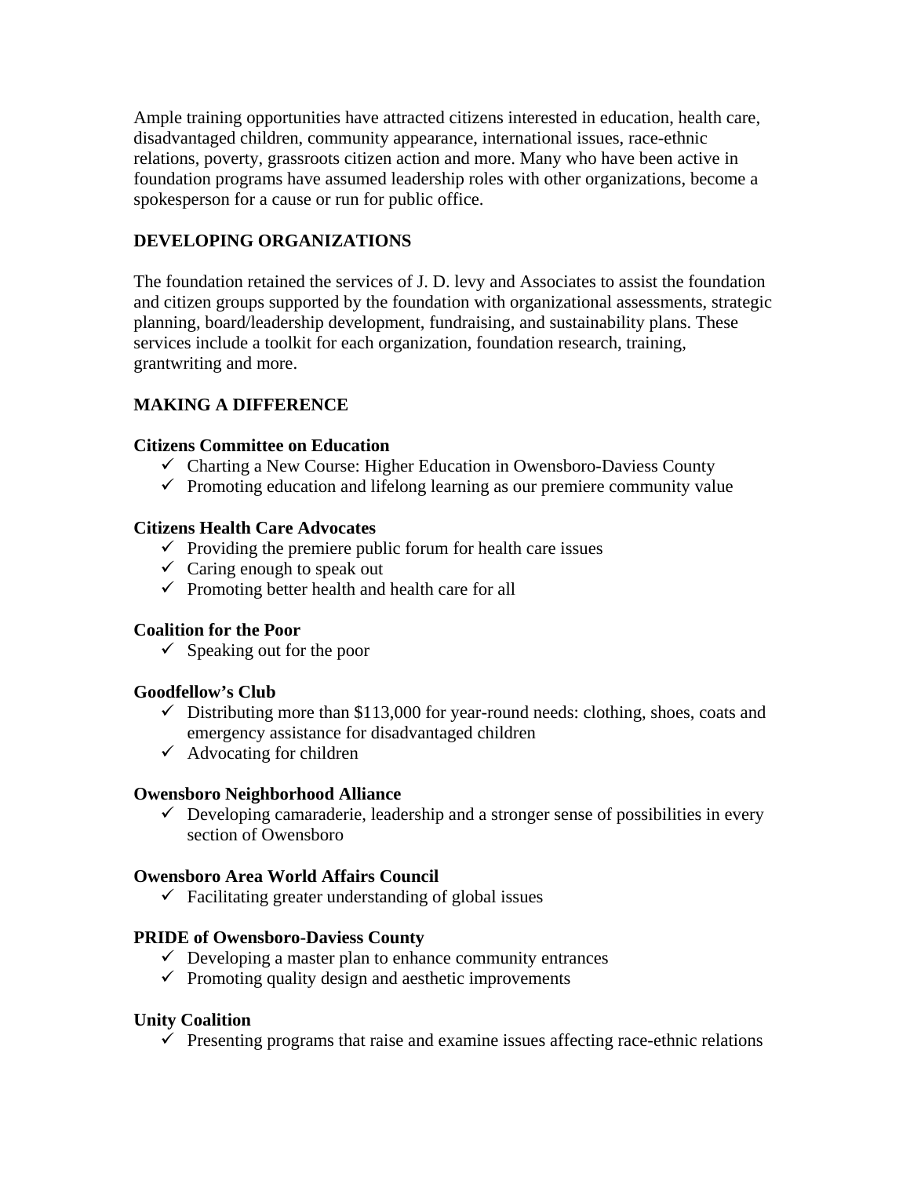Ample training opportunities have attracted citizens interested in education, health care, disadvantaged children, community appearance, international issues, race-ethnic relations, poverty, grassroots citizen action and more. Many who have been active in foundation programs have assumed leadership roles with other organizations, become a spokesperson for a cause or run for public office.

## DEVELOPING ORGANIZATIONS

The foundation retained the services of J. D. levy and Associates to assist the foundation and citizen groups supported by the foundation with organizational assessments, strategic planning, board/leadership development, fundraising, and sustainability plans. These services include a toolkit for each organization, foundation research, training, grantwriting and more.

## MAKING A DIFFERENCE

**Citizens Committee on Education**

- ✓ Charting a New Course: Higher Education in Owensboro-Daviess County
- ✓ Promoting education and lifelong learning as our premiere community value

**Citizens Health Care Advocates**

- ✓ Providing the premiere public forum for health care issues
- ✓ Caring enough to speak out
- ✓ Promoting better health and health care for all

**Coalition for the Poor**

- ✓ Speaking out for the poor

**Goodfellow's Club**

- ✓ Distributing more than $113,000 for year-round needs: clothing, shoes, coats and emergency assistance for disadvantaged children
- ✓ Advocating for children

**Owensboro Neighborhood Alliance**

- ✓ Developing camaraderie, leadership and a stronger sense of possibilities in every section of Owensboro

**Owensboro Area World Affairs Council**

- ✓ Facilitating greater understanding of global issues

**PRIDE of Owensboro-Daviess County**

- ✓ Developing a master plan to enhance community entrances
- ✓ Promoting quality design and aesthetic improvements

**Unity Coalition**

- ✓ Presenting programs that raise and examine issues affecting race-ethnic relations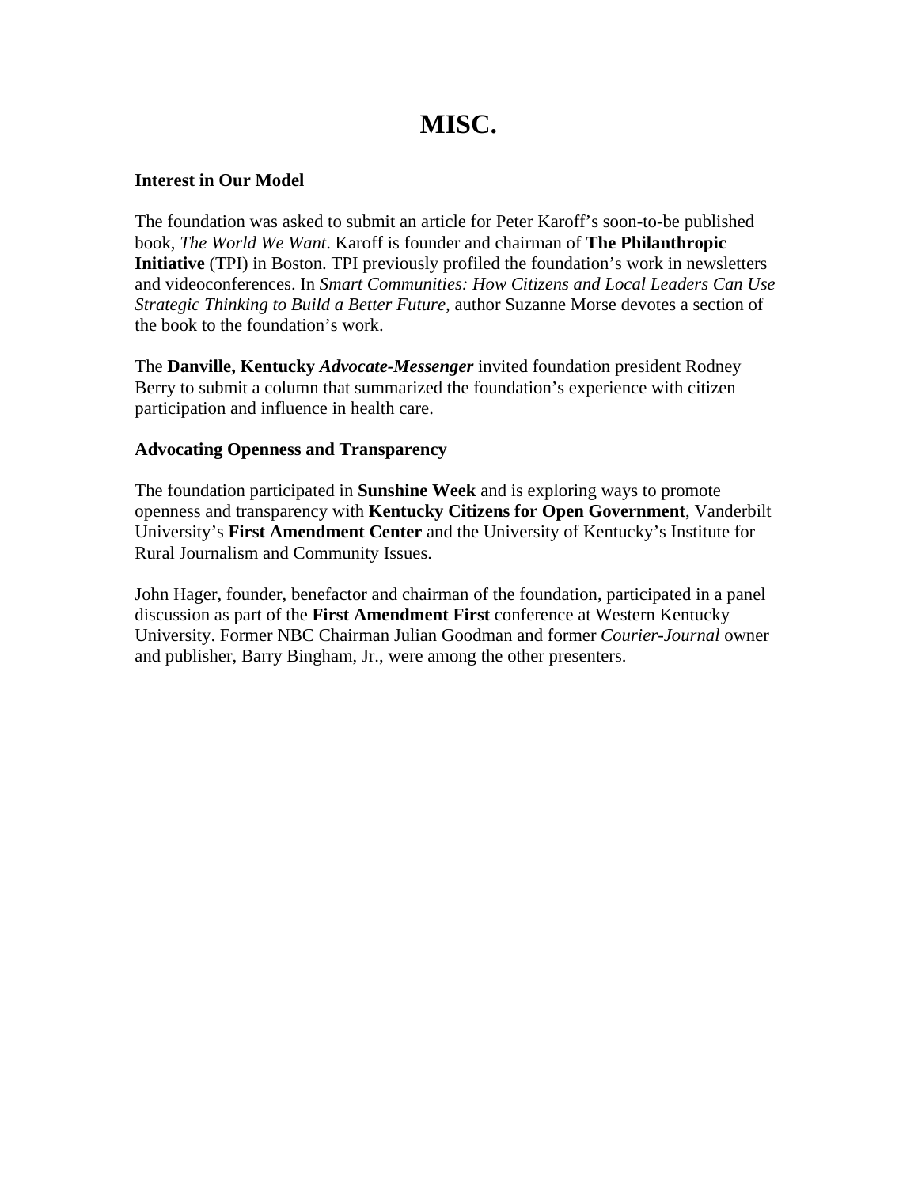# MISC.

**Interest in Our Model**

The foundation was asked to submit an article for Peter Karoff's soon-to-be published book, *The World We Want*. Karoff is founder and chairman of **The Philanthropic Initiative** (TPI) in Boston. TPI previously profiled the foundation's work in newsletters and videoconferences. In *Smart Communities: How Citizens and Local Leaders Can Use Strategic Thinking to Build a Better Future,* author Suzanne Morse devotes a section of the book to the foundation's work.

The **Danville, Kentucky** ***Advocate-Messenger*** invited foundation president Rodney Berry to submit a column that summarized the foundation's experience with citizen participation and influence in health care.

**Advocating Openness and Transparency**

The foundation participated in **Sunshine Week** and is exploring ways to promote openness and transparency with **Kentucky Citizens for Open Government**, Vanderbilt University's **First Amendment Center** and the University of Kentucky's Institute for Rural Journalism and Community Issues.

John Hager, founder, benefactor and chairman of the foundation, participated in a panel discussion as part of the **First Amendment First** conference at Western Kentucky University. Former NBC Chairman Julian Goodman and former *Courier-Journal* owner and publisher, Barry Bingham, Jr., were among the other presenters.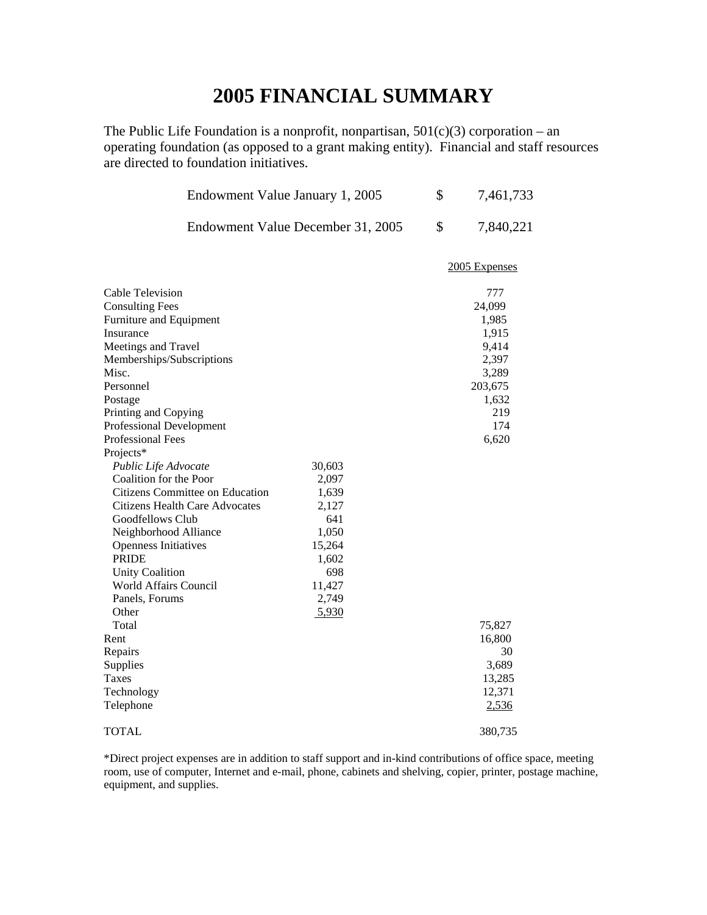# 2005 FINANCIAL SUMMARY

The Public Life Foundation is a nonprofit, nonpartisan, 501(c)(3) corporation – an operating foundation (as opposed to a grant making entity). Financial and staff resources are directed to foundation initiatives.

| | | |
|---|---|---|
| Endowment Value January 1, 2005 | $ | 7,461,733 |
| Endowment Value December 31, 2005 | $ | 7,840,221 |

| | | 2005 Expenses |
|---|---|---|
| Cable Television | | 777 |
| Consulting Fees | | 24,099 |
| Furniture and Equipment | | 1,985 |
| Insurance | | 1,915 |
| Meetings and Travel | | 9,414 |
| Memberships/Subscriptions | | 2,397 |
| Misc. | | 3,289 |
| Personnel | | 203,675 |
| Postage | | 1,632 |
| Printing and Copying | | 219 |
| Professional Development | | 174 |
| Professional Fees | | 6,620 |
| Projects* | | |
| *Public Life Advocate* | 30,603 | |
| Coalition for the Poor | 2,097 | |
| Citizens Committee on Education | 1,639 | |
| Citizens Health Care Advocates | 2,127 | |
| Goodfellows Club | 641 | |
| Neighborhood Alliance | 1,050 | |
| Openness Initiatives | 15,264 | |
| PRIDE | 1,602 | |
| Unity Coalition | 698 | |
| World Affairs Council | 11,427 | |
| Panels, Forums | 2,749 | |
| Other | 5,930 | |
| Total | | 75,827 |
| Rent | | 16,800 |
| Repairs | | 30 |
| Supplies | | 3,689 |
| Taxes | | 13,285 |
| Technology | | 12,371 |
| Telephone | | 2,536 |
| TOTAL | | 380,735 |

*Direct project expenses are in addition to staff support and in-kind contributions of office space, meeting room, use of computer, Internet and e-mail, phone, cabinets and shelving, copier, printer, postage machine, equipment, and supplies.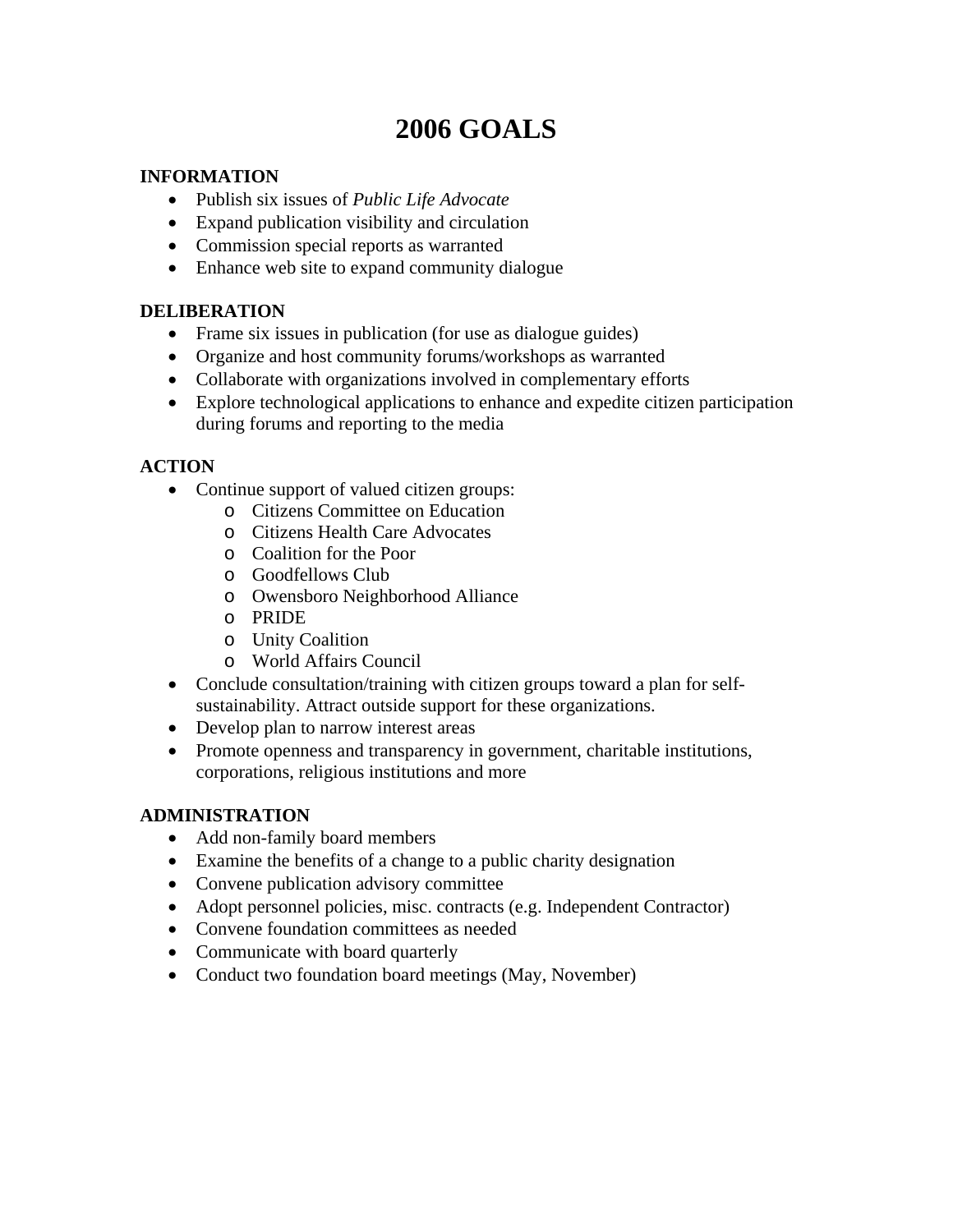# 2006 GOALS

**INFORMATION**

- Publish six issues of *Public Life Advocate*
- Expand publication visibility and circulation
- Commission special reports as warranted
- Enhance web site to expand community dialogue

**DELIBERATION**

- Frame six issues in publication (for use as dialogue guides)
- Organize and host community forums/workshops as warranted
- Collaborate with organizations involved in complementary efforts
- Explore technological applications to enhance and expedite citizen participation during forums and reporting to the media

**ACTION**

- Continue support of valued citizen groups:
  - Citizens Committee on Education
  - Citizens Health Care Advocates
  - Coalition for the Poor
  - Goodfellows Club
  - Owensboro Neighborhood Alliance
  - PRIDE
  - Unity Coalition
  - World Affairs Council
- Conclude consultation/training with citizen groups toward a plan for self-sustainability. Attract outside support for these organizations.
- Develop plan to narrow interest areas
- Promote openness and transparency in government, charitable institutions, corporations, religious institutions and more

**ADMINISTRATION**

- Add non-family board members
- Examine the benefits of a change to a public charity designation
- Convene publication advisory committee
- Adopt personnel policies, misc. contracts (e.g. Independent Contractor)
- Convene foundation committees as needed
- Communicate with board quarterly
- Conduct two foundation board meetings (May, November)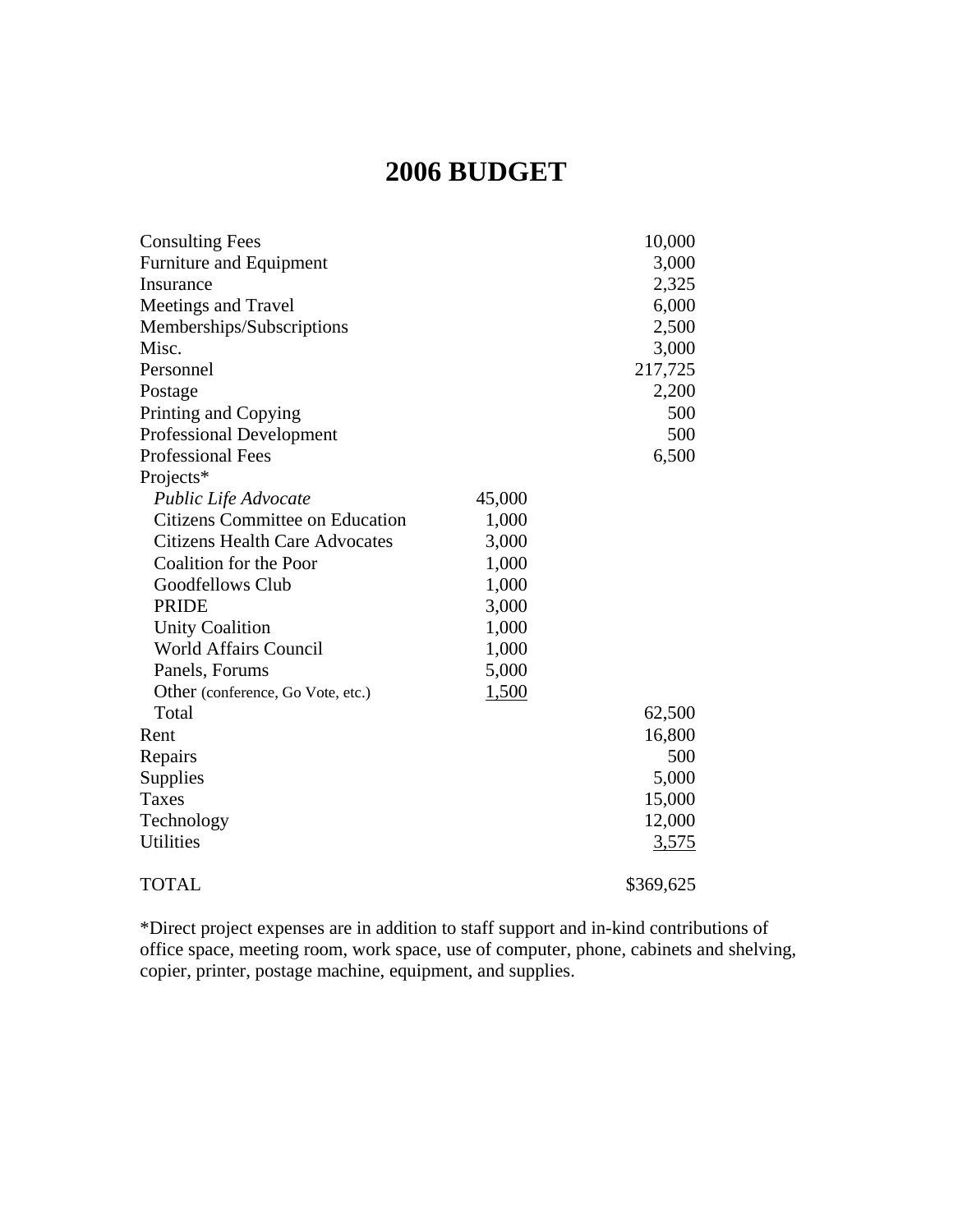# 2006 BUDGET

| | | |
|---|---|---|
| Consulting Fees | | 10,000 |
| Furniture and Equipment | | 3,000 |
| Insurance | | 2,325 |
| Meetings and Travel | | 6,000 |
| Memberships/Subscriptions | | 2,500 |
| Misc. | | 3,000 |
| Personnel | | 217,725 |
| Postage | | 2,200 |
| Printing and Copying | | 500 |
| Professional Development | | 500 |
| Professional Fees | | 6,500 |
| Projects* | | |
| *Public Life Advocate* | 45,000 | |
| Citizens Committee on Education | 1,000 | |
| Citizens Health Care Advocates | 3,000 | |
| Coalition for the Poor | 1,000 | |
| Goodfellows Club | 1,000 | |
| PRIDE | 3,000 | |
| Unity Coalition | 1,000 | |
| World Affairs Council | 1,000 | |
| Panels, Forums | 5,000 | |
| Other (conference, Go Vote, etc.) | 1,500 | |
| Total | | 62,500 |
| Rent | | 16,800 |
| Repairs | | 500 |
| Supplies | | 5,000 |
| Taxes | | 15,000 |
| Technology | | 12,000 |
| Utilities | | 3,575 |
| TOTAL | | $369,625 |

*Direct project expenses are in addition to staff support and in-kind contributions of office space, meeting room, work space, use of computer, phone, cabinets and shelving, copier, printer, postage machine, equipment, and supplies.